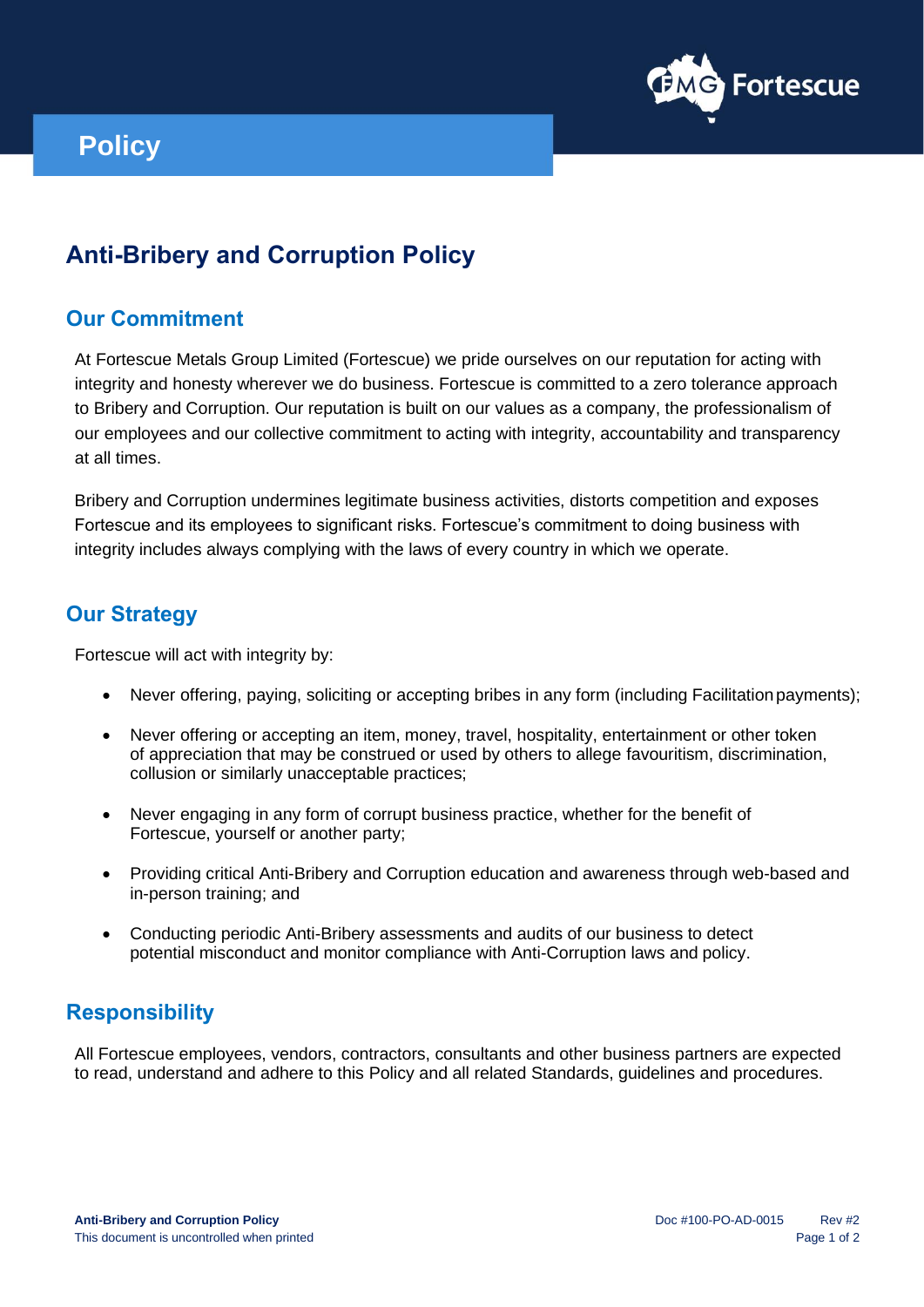# Policy

## Anti-Bribery and Corruption Policy

### Our Commitment

At Fortescue Metals Group Limited (Fortescue) we pride ourselves on our reputation for acting with integrity and honesty wherever we do business. Fortescue is committed to a zero tolerance approach to Bribery and Corruption. Our reputation is built on our values as a company, the professionalism of our employees and our collective commitment to acting with integrity, accountability and transparency at all times.

Bribery and Corruption undermines legitimate business activities, distorts competition and exposes Fortescue and its employees to significant risks. Fortescue's commitment to doing business with integrity includes always complying with the laws of every country in which we operate.

### Our Strategy

Fortescue will act with integrity by:

- Never offering, paying, soliciting or accepting bribes in any form (including Facilitation payments);
- Never offering or accepting an item, money, travel, hospitality, entertainment or other token of appreciation that may be construed or used by others to allege favouritism, discrimination, collusion or similarly unacceptable practices;
- Never engaging in any form of corrupt business practice, whether for the benefit of Fortescue, yourself or another party;
- Providing critical Anti-Bribery and Corruption education and awareness through web-based and in-person training; and
- Conducting periodic Anti-Bribery assessments and audits of our business to detect potential misconduct and monitor compliance with Anti-Corruption laws and policy.

### Responsibility

All Fortescue employees, vendors, contractors, consultants and other business partners are expected to read, understand and adhere to this Policy and all related Standards, guidelines and procedures.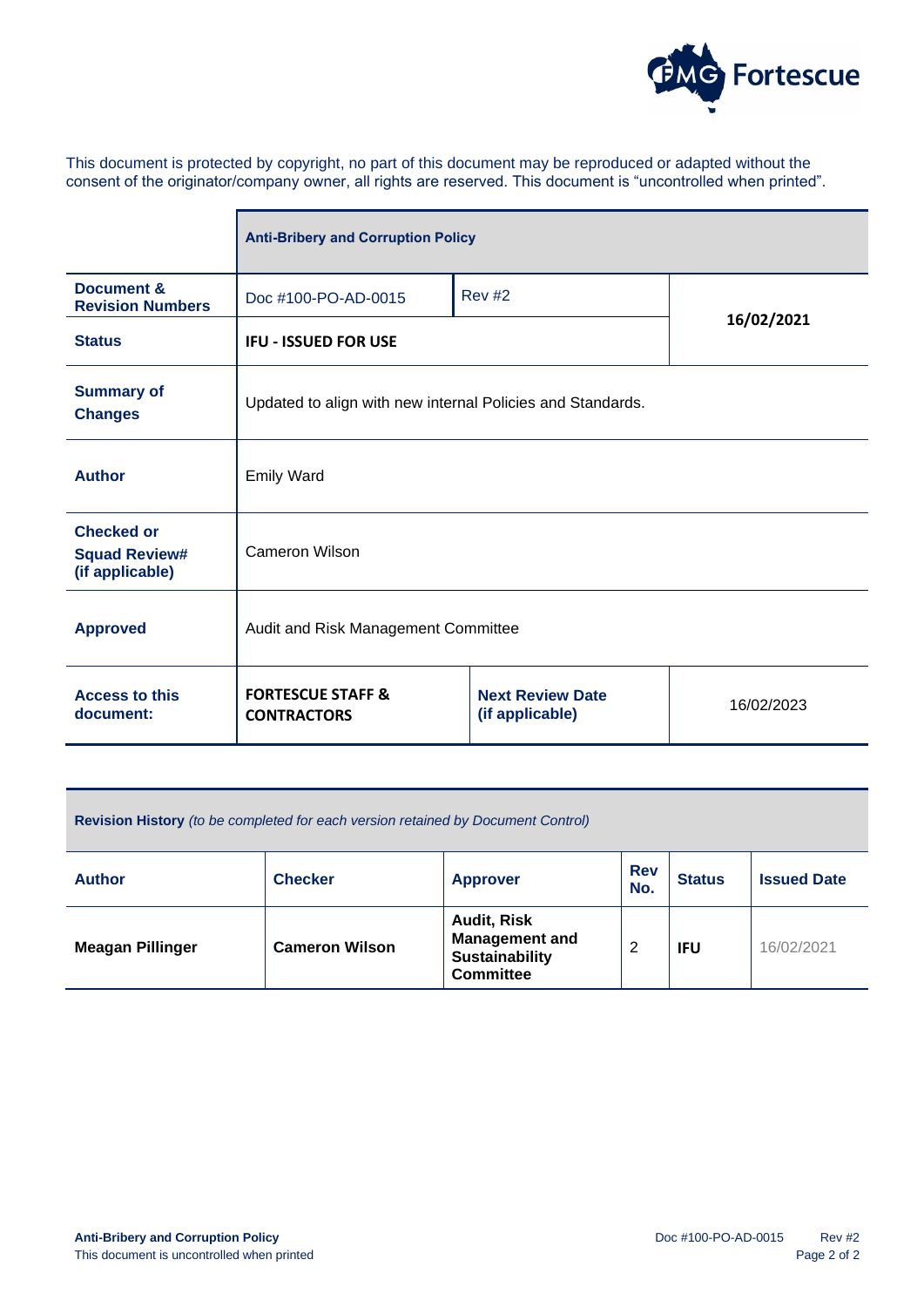This document is protected by copyright, no part of this document may be reproduced or adapted without the consent of the originator/company owner, all rights are reserved. This document is "uncontrolled when printed".

| | | | |
|---|---|---|---|
| | **Anti-Bribery and Corruption Policy** | | |
| **Document & Revision Numbers** | Doc #100-PO-AD-0015 | Rev #2 | **16/02/2021** |
| **Status** | **IFU - ISSUED FOR USE** | | |
| **Summary of Changes** | Updated to align with new internal Policies and Standards. | | |
| **Author** | Emily Ward | | |
| **Checked or Squad Review# (if applicable)** | Cameron Wilson | | |
| **Approved** | Audit and Risk Management Committee | | |
| **Access to this document:** | **FORTESCUE STAFF & CONTRACTORS** | **Next Review Date (if applicable)** | 16/02/2023 |

**Revision History** *(to be completed for each version retained by Document Control)*

| **Author** | **Checker** | **Approver** | **Rev No.** | **Status** | **Issued Date** |
|---|---|---|---|---|---|
| **Meagan Pillinger** | **Cameron Wilson** | **Audit, Risk Management and Sustainability Committee** | 2 | **IFU** | 16/02/2021 |